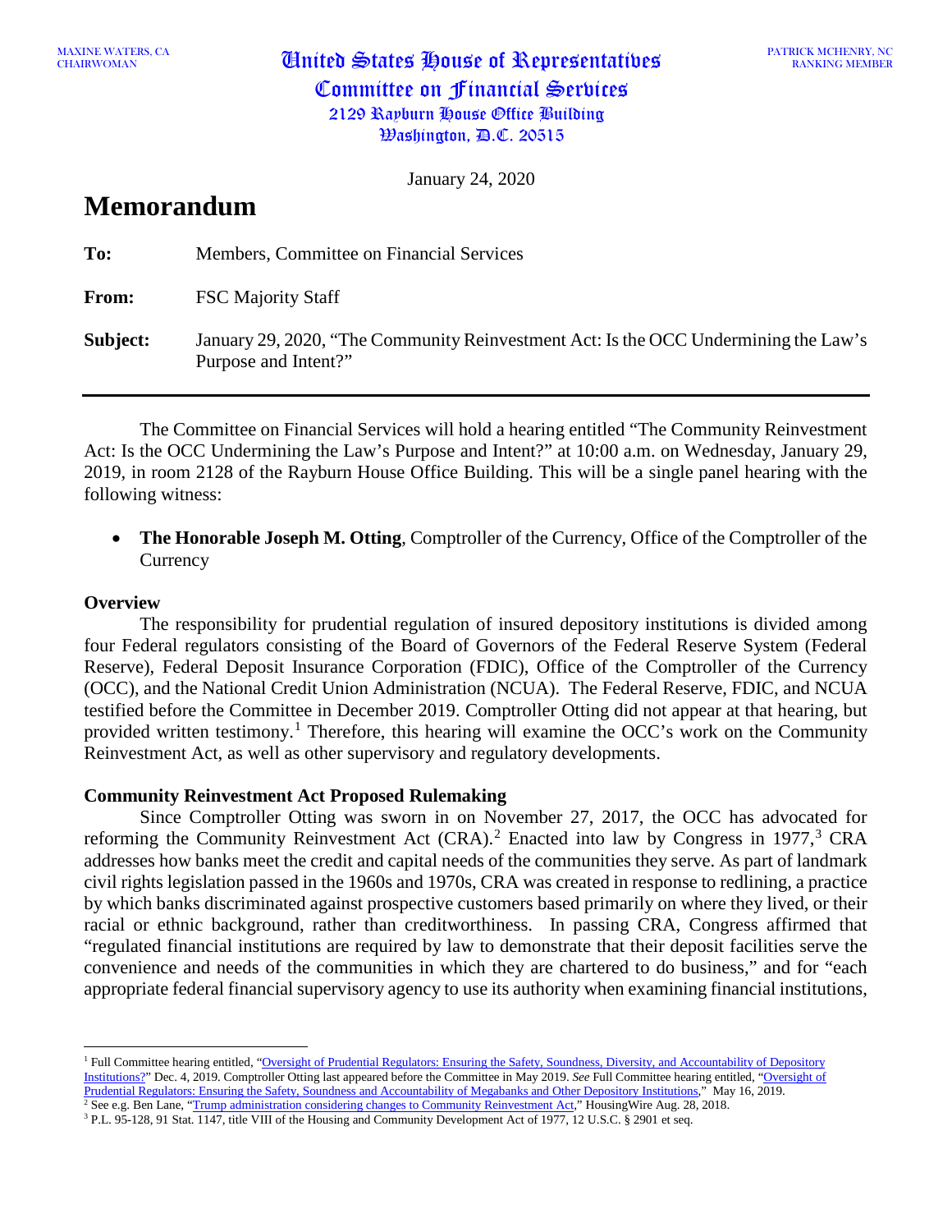MAXINE WATERS, CA
CHAIRWOMAN

**United States House of Representatives**
**Committee on Financial Services**
**2129 Rayburn House Office Building**
**Washington, D.C. 20515**

PATRICK MCHENRY, NC
RANKING MEMBER

January 24, 2020

# Memorandum

**To:** Members, Committee on Financial Services

**From:** FSC Majority Staff

**Subject:** January 29, 2020, "The Community Reinvestment Act: Is the OCC Undermining the Law's Purpose and Intent?"

---

The Committee on Financial Services will hold a hearing entitled "The Community Reinvestment Act: Is the OCC Undermining the Law's Purpose and Intent?" at 10:00 a.m. on Wednesday, January 29, 2019, in room 2128 of the Rayburn House Office Building. This will be a single panel hearing with the following witness:

- **The Honorable Joseph M. Otting**, Comptroller of the Currency, Office of the Comptroller of the Currency

**Overview**

The responsibility for prudential regulation of insured depository institutions is divided among four Federal regulators consisting of the Board of Governors of the Federal Reserve System (Federal Reserve), Federal Deposit Insurance Corporation (FDIC), Office of the Comptroller of the Currency (OCC), and the National Credit Union Administration (NCUA). The Federal Reserve, FDIC, and NCUA testified before the Committee in December 2019. Comptroller Otting did not appear at that hearing, but provided written testimony.[1] Therefore, this hearing will examine the OCC's work on the Community Reinvestment Act, as well as other supervisory and regulatory developments.

**Community Reinvestment Act Proposed Rulemaking**

Since Comptroller Otting was sworn in on November 27, 2017, the OCC has advocated for reforming the Community Reinvestment Act (CRA).[2] Enacted into law by Congress in 1977,[3] CRA addresses how banks meet the credit and capital needs of the communities they serve. As part of landmark civil rights legislation passed in the 1960s and 1970s, CRA was created in response to redlining, a practice by which banks discriminated against prospective customers based primarily on where they lived, or their racial or ethnic background, rather than creditworthiness. In passing CRA, Congress affirmed that "regulated financial institutions are required by law to demonstrate that their deposit facilities serve the convenience and needs of the communities in which they are chartered to do business," and for "each appropriate federal financial supervisory agency to use its authority when examining financial institutions,

---

[1] Full Committee hearing entitled, "Oversight of Prudential Regulators: Ensuring the Safety, Soundness, Diversity, and Accountability of Depository Institutions?" Dec. 4, 2019. Comptroller Otting last appeared before the Committee in May 2019. *See* Full Committee hearing entitled, "Oversight of Prudential Regulators: Ensuring the Safety, Soundness and Accountability of Megabanks and Other Depository Institutions," May 16, 2019.

[2] See e.g. Ben Lane, "Trump administration considering changes to Community Reinvestment Act," HousingWire Aug. 28, 2018.

[3] P.L. 95-128, 91 Stat. 1147, title VIII of the Housing and Community Development Act of 1977, 12 U.S.C. § 2901 et seq.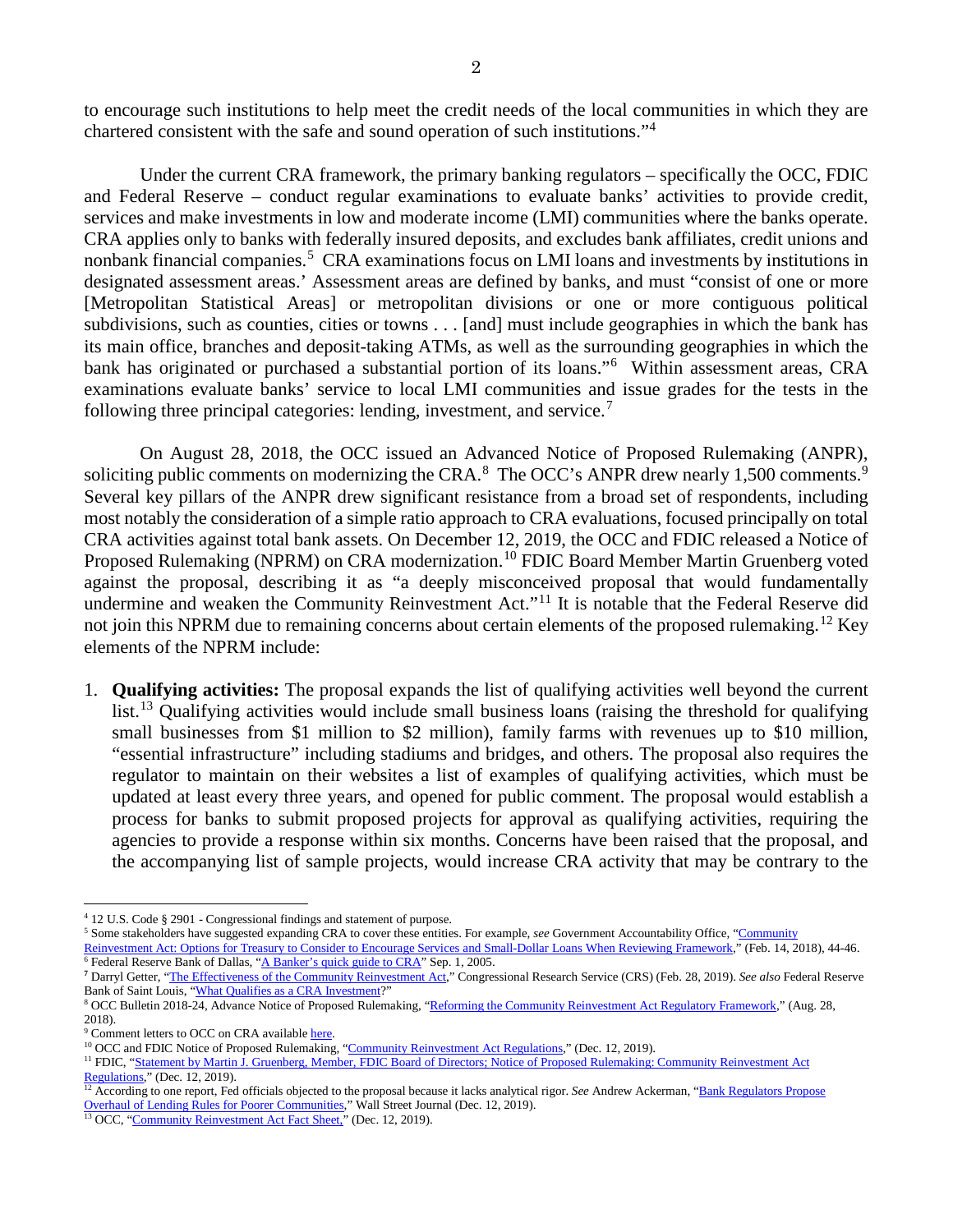to encourage such institutions to help meet the credit needs of the local communities in which they are chartered consistent with the safe and sound operation of such institutions."[4]

Under the current CRA framework, the primary banking regulators – specifically the OCC, FDIC and Federal Reserve – conduct regular examinations to evaluate banks' activities to provide credit, services and make investments in low and moderate income (LMI) communities where the banks operate. CRA applies only to banks with federally insured deposits, and excludes bank affiliates, credit unions and nonbank financial companies.[5] CRA examinations focus on LMI loans and investments by institutions in designated assessment areas.' Assessment areas are defined by banks, and must "consist of one or more [Metropolitan Statistical Areas] or metropolitan divisions or one or more contiguous political subdivisions, such as counties, cities or towns . . . [and] must include geographies in which the bank has its main office, branches and deposit-taking ATMs, as well as the surrounding geographies in which the bank has originated or purchased a substantial portion of its loans."[6] Within assessment areas, CRA examinations evaluate banks' service to local LMI communities and issue grades for the tests in the following three principal categories: lending, investment, and service.[7]

On August 28, 2018, the OCC issued an Advanced Notice of Proposed Rulemaking (ANPR), soliciting public comments on modernizing the CRA.[8] The OCC's ANPR drew nearly 1,500 comments.[9] Several key pillars of the ANPR drew significant resistance from a broad set of respondents, including most notably the consideration of a simple ratio approach to CRA evaluations, focused principally on total CRA activities against total bank assets. On December 12, 2019, the OCC and FDIC released a Notice of Proposed Rulemaking (NPRM) on CRA modernization.[10] FDIC Board Member Martin Gruenberg voted against the proposal, describing it as "a deeply misconceived proposal that would fundamentally undermine and weaken the Community Reinvestment Act."[11] It is notable that the Federal Reserve did not join this NPRM due to remaining concerns about certain elements of the proposed rulemaking.[12] Key elements of the NPRM include:

1. **Qualifying activities:** The proposal expands the list of qualifying activities well beyond the current list.[13] Qualifying activities would include small business loans (raising the threshold for qualifying small businesses from $1 million to $2 million), family farms with revenues up to $10 million, "essential infrastructure" including stadiums and bridges, and others. The proposal also requires the regulator to maintain on their websites a list of examples of qualifying activities, which must be updated at least every three years, and opened for public comment. The proposal would establish a process for banks to submit proposed projects for approval as qualifying activities, requiring the agencies to provide a response within six months. Concerns have been raised that the proposal, and the accompanying list of sample projects, would increase CRA activity that may be contrary to the

---

[4] 12 U.S. Code § 2901 - Congressional findings and statement of purpose.

[5] Some stakeholders have suggested expanding CRA to cover these entities. For example, *see* Government Accountability Office, "Community Reinvestment Act: Options for Treasury to Consider to Encourage Services and Small-Dollar Loans When Reviewing Framework," (Feb. 14, 2018), 44-46.

[6] Federal Reserve Bank of Dallas, "A Banker's quick guide to CRA" Sep. 1, 2005.

[7] Darryl Getter, "The Effectiveness of the Community Reinvestment Act," Congressional Research Service (CRS) (Feb. 28, 2019). *See also* Federal Reserve Bank of Saint Louis, "What Qualifies as a CRA Investment?"

[8] OCC Bulletin 2018-24, Advance Notice of Proposed Rulemaking, "Reforming the Community Reinvestment Act Regulatory Framework," (Aug. 28, 2018).

[9] Comment letters to OCC on CRA available here.

[10] OCC and FDIC Notice of Proposed Rulemaking, "Community Reinvestment Act Regulations," (Dec. 12, 2019).

[11] FDIC, "Statement by Martin J. Gruenberg, Member, FDIC Board of Directors; Notice of Proposed Rulemaking: Community Reinvestment Act Regulations," (Dec. 12, 2019).

[12] According to one report, Fed officials objected to the proposal because it lacks analytical rigor. *See* Andrew Ackerman, "Bank Regulators Propose Overhaul of Lending Rules for Poorer Communities," Wall Street Journal (Dec. 12, 2019).

[13] OCC, "Community Reinvestment Act Fact Sheet," (Dec. 12, 2019).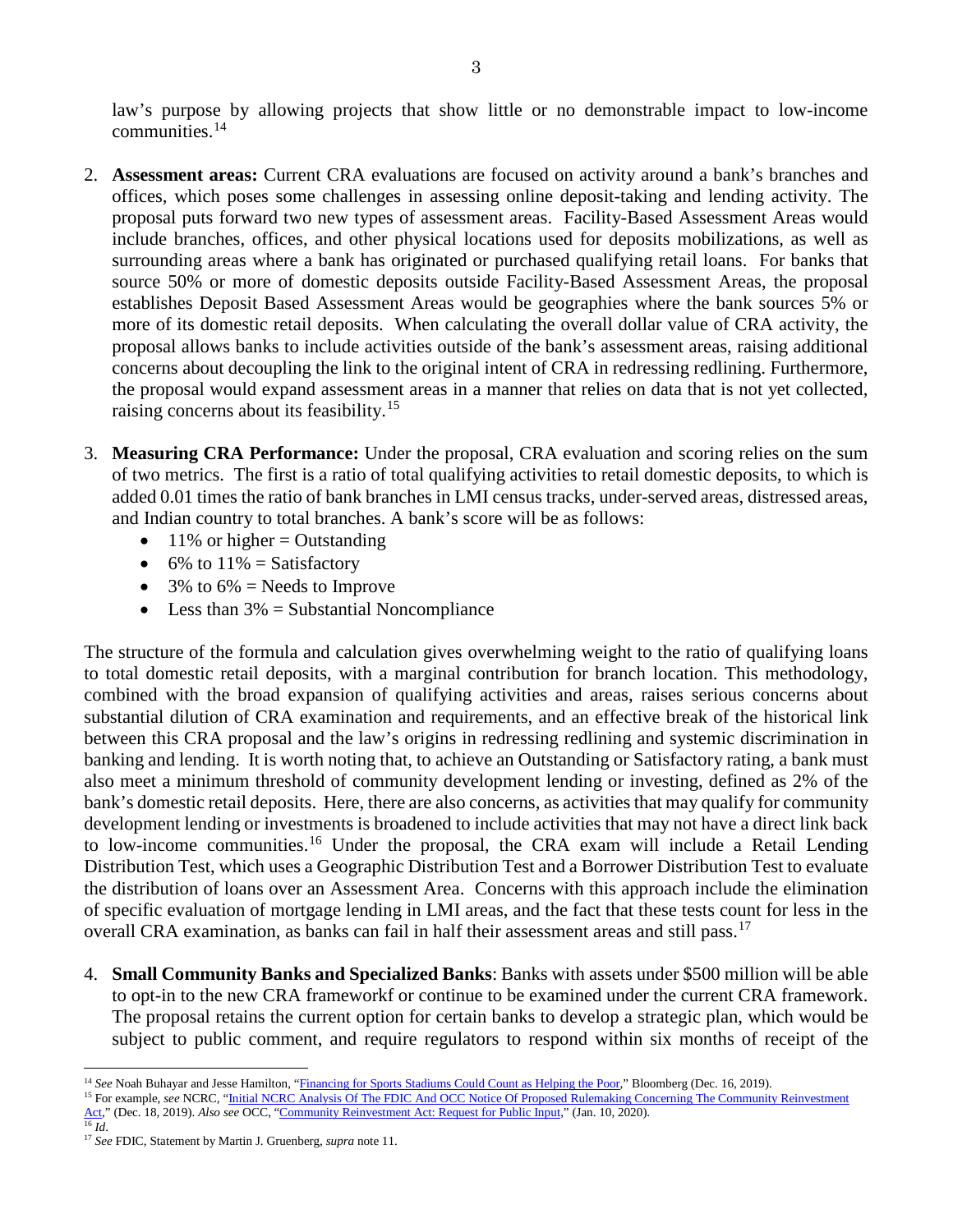law's purpose by allowing projects that show little or no demonstrable impact to low-income communities.[14]

2. **Assessment areas:** Current CRA evaluations are focused on activity around a bank's branches and offices, which poses some challenges in assessing online deposit-taking and lending activity. The proposal puts forward two new types of assessment areas. Facility-Based Assessment Areas would include branches, offices, and other physical locations used for deposits mobilizations, as well as surrounding areas where a bank has originated or purchased qualifying retail loans. For banks that source 50% or more of domestic deposits outside Facility-Based Assessment Areas, the proposal establishes Deposit Based Assessment Areas would be geographies where the bank sources 5% or more of its domestic retail deposits. When calculating the overall dollar value of CRA activity, the proposal allows banks to include activities outside of the bank's assessment areas, raising additional concerns about decoupling the link to the original intent of CRA in redressing redlining. Furthermore, the proposal would expand assessment areas in a manner that relies on data that is not yet collected, raising concerns about its feasibility.[15]

3. **Measuring CRA Performance:** Under the proposal, CRA evaluation and scoring relies on the sum of two metrics. The first is a ratio of total qualifying activities to retail domestic deposits, to which is added 0.01 times the ratio of bank branches in LMI census tracks, under-served areas, distressed areas, and Indian country to total branches. A bank's score will be as follows:
   - 11% or higher = Outstanding
   - 6% to 11% = Satisfactory
   - 3% to 6% = Needs to Improve
   - Less than 3% = Substantial Noncompliance

The structure of the formula and calculation gives overwhelming weight to the ratio of qualifying loans to total domestic retail deposits, with a marginal contribution for branch location. This methodology, combined with the broad expansion of qualifying activities and areas, raises serious concerns about substantial dilution of CRA examination and requirements, and an effective break of the historical link between this CRA proposal and the law's origins in redressing redlining and systemic discrimination in banking and lending. It is worth noting that, to achieve an Outstanding or Satisfactory rating, a bank must also meet a minimum threshold of community development lending or investing, defined as 2% of the bank's domestic retail deposits. Here, there are also concerns, as activities that may qualify for community development lending or investments is broadened to include activities that may not have a direct link back to low-income communities.[16] Under the proposal, the CRA exam will include a Retail Lending Distribution Test, which uses a Geographic Distribution Test and a Borrower Distribution Test to evaluate the distribution of loans over an Assessment Area. Concerns with this approach include the elimination of specific evaluation of mortgage lending in LMI areas, and the fact that these tests count for less in the overall CRA examination, as banks can fail in half their assessment areas and still pass.[17]

4. **Small Community Banks and Specialized Banks**: Banks with assets under $500 million will be able to opt-in to the new CRA frameworkf or continue to be examined under the current CRA framework. The proposal retains the current option for certain banks to develop a strategic plan, which would be subject to public comment, and require regulators to respond within six months of receipt of the

---

[14] *See* Noah Buhayar and Jesse Hamilton, "Financing for Sports Stadiums Could Count as Helping the Poor," Bloomberg (Dec. 16, 2019).

[15] For example, *see* NCRC, "Initial NCRC Analysis Of The FDIC And OCC Notice Of Proposed Rulemaking Concerning The Community Reinvestment Act," (Dec. 18, 2019). *Also see* OCC, "Community Reinvestment Act: Request for Public Input," (Jan. 10, 2020).

[16] *Id*.

[17] *See* FDIC, Statement by Martin J. Gruenberg, *supra* note 11.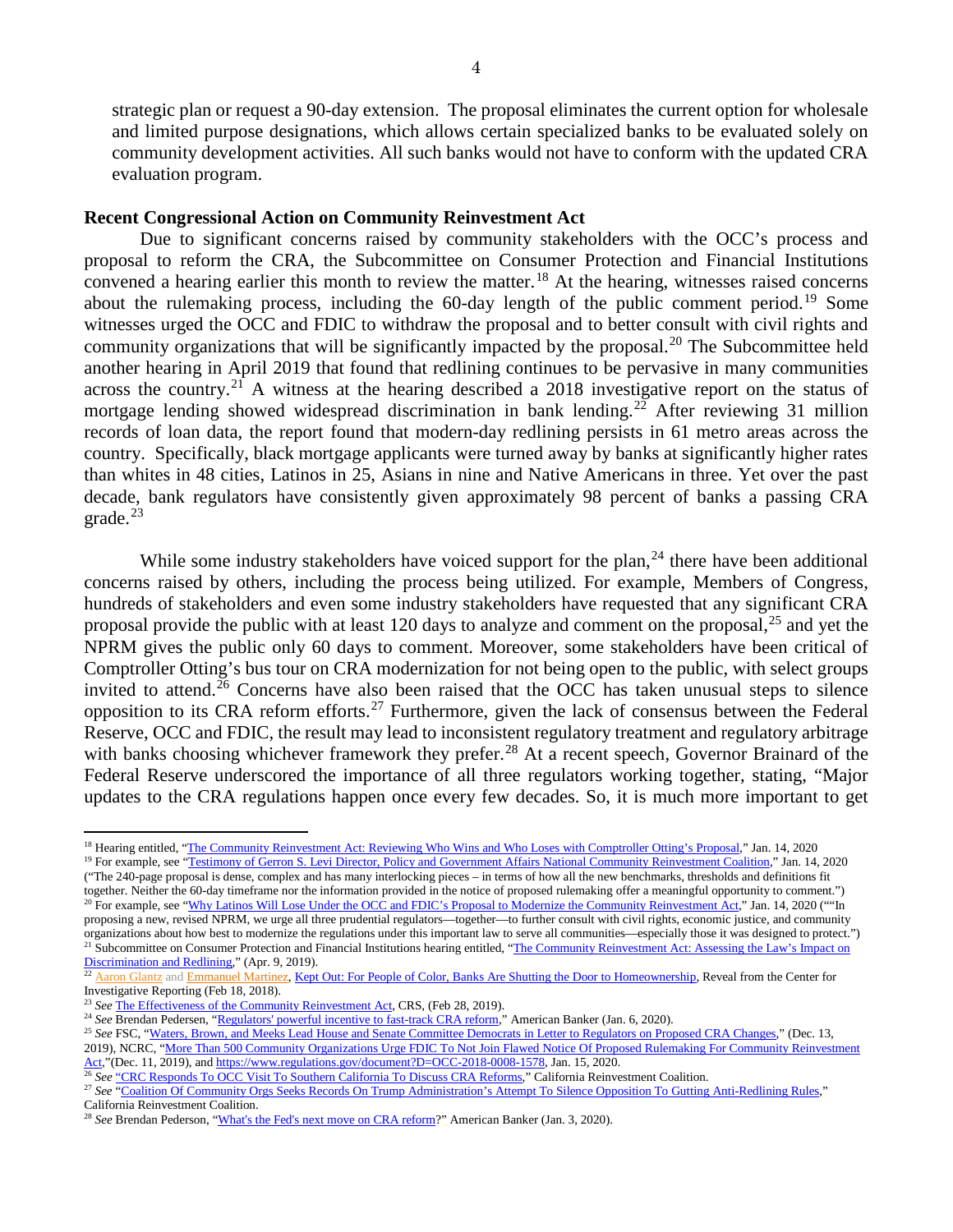strategic plan or request a 90-day extension. The proposal eliminates the current option for wholesale and limited purpose designations, which allows certain specialized banks to be evaluated solely on community development activities. All such banks would not have to conform with the updated CRA evaluation program.

**Recent Congressional Action on Community Reinvestment Act**

Due to significant concerns raised by community stakeholders with the OCC's process and proposal to reform the CRA, the Subcommittee on Consumer Protection and Financial Institutions convened a hearing earlier this month to review the matter.[18] At the hearing, witnesses raised concerns about the rulemaking process, including the 60-day length of the public comment period.[19] Some witnesses urged the OCC and FDIC to withdraw the proposal and to better consult with civil rights and community organizations that will be significantly impacted by the proposal.[20] The Subcommittee held another hearing in April 2019 that found that redlining continues to be pervasive in many communities across the country.[21] A witness at the hearing described a 2018 investigative report on the status of mortgage lending showed widespread discrimination in bank lending.[22] After reviewing 31 million records of loan data, the report found that modern-day redlining persists in 61 metro areas across the country. Specifically, black mortgage applicants were turned away by banks at significantly higher rates than whites in 48 cities, Latinos in 25, Asians in nine and Native Americans in three. Yet over the past decade, bank regulators have consistently given approximately 98 percent of banks a passing CRA grade.[23]

While some industry stakeholders have voiced support for the plan,[24] there have been additional concerns raised by others, including the process being utilized. For example, Members of Congress, hundreds of stakeholders and even some industry stakeholders have requested that any significant CRA proposal provide the public with at least 120 days to analyze and comment on the proposal,[25] and yet the NPRM gives the public only 60 days to comment. Moreover, some stakeholders have been critical of Comptroller Otting's bus tour on CRA modernization for not being open to the public, with select groups invited to attend.[26] Concerns have also been raised that the OCC has taken unusual steps to silence opposition to its CRA reform efforts.[27] Furthermore, given the lack of consensus between the Federal Reserve, OCC and FDIC, the result may lead to inconsistent regulatory treatment and regulatory arbitrage with banks choosing whichever framework they prefer.[28] At a recent speech, Governor Brainard of the Federal Reserve underscored the importance of all three regulators working together, stating, "Major updates to the CRA regulations happen once every few decades. So, it is much more important to get

---

[18] Hearing entitled, "The Community Reinvestment Act: Reviewing Who Wins and Who Loses with Comptroller Otting's Proposal," Jan. 14, 2020

[19] For example, see "Testimony of Gerron S. Levi Director, Policy and Government Affairs National Community Reinvestment Coalition," Jan. 14, 2020 ("The 240-page proposal is dense, complex and has many interlocking pieces – in terms of how all the new benchmarks, thresholds and definitions fit together. Neither the 60-day timeframe nor the information provided in the notice of proposed rulemaking offer a meaningful opportunity to comment.")

[20] For example, see "Why Latinos Will Lose Under the OCC and FDIC's Proposal to Modernize the Community Reinvestment Act," Jan. 14, 2020 (""In proposing a new, revised NPRM, we urge all three prudential regulators—together—to further consult with civil rights, economic justice, and community organizations about how best to modernize the regulations under this important law to serve all communities—especially those it was designed to protect.")

[21] Subcommittee on Consumer Protection and Financial Institutions hearing entitled, "The Community Reinvestment Act: Assessing the Law's Impact on Discrimination and Redlining," (Apr. 9, 2019).

[22] Aaron Glantz and Emmanuel Martinez, Kept Out: For People of Color, Banks Are Shutting the Door to Homeownership, Reveal from the Center for Investigative Reporting (Feb 18, 2018).

[23] *See* The Effectiveness of the Community Reinvestment Act, CRS, (Feb 28, 2019).

[24] *See* Brendan Pedersen, "Regulators' powerful incentive to fast-track CRA reform," American Banker (Jan. 6, 2020).

[25] *See* FSC, "Waters, Brown, and Meeks Lead House and Senate Committee Democrats in Letter to Regulators on Proposed CRA Changes," (Dec. 13, 2019), NCRC, "More Than 500 Community Organizations Urge FDIC To Not Join Flawed Notice Of Proposed Rulemaking For Community Reinvestment Act,"(Dec. 11, 2019), and https://www.regulations.gov/document?D=OCC-2018-0008-1578, Jan. 15, 2020.

[26] *See* "CRC Responds To OCC Visit To Southern California To Discuss CRA Reforms," California Reinvestment Coalition.

[27] *See* "Coalition Of Community Orgs Seeks Records On Trump Administration's Attempt To Silence Opposition To Gutting Anti-Redlining Rules," California Reinvestment Coalition.

[28] *See* Brendan Pederson, "What's the Fed's next move on CRA reform?" American Banker (Jan. 3, 2020).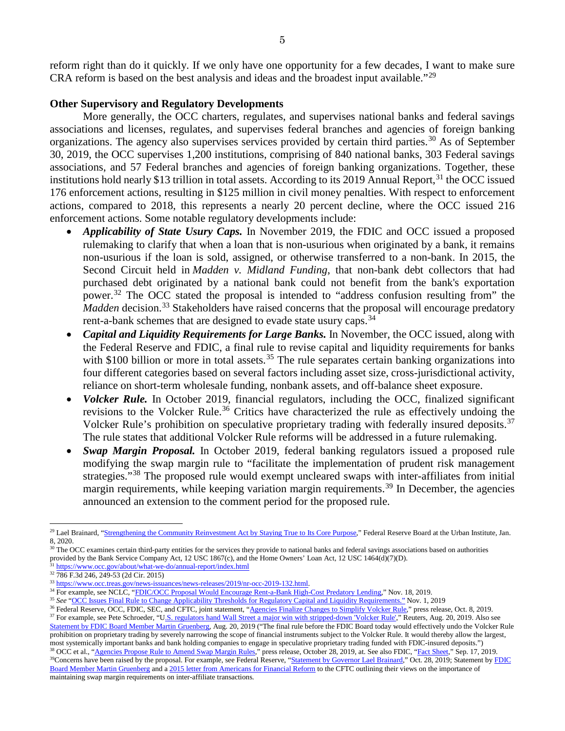reform right than do it quickly. If we only have one opportunity for a few decades, I want to make sure CRA reform is based on the best analysis and ideas and the broadest input available."[29]

**Other Supervisory and Regulatory Developments**

More generally, the OCC charters, regulates, and supervises national banks and federal savings associations and licenses, regulates, and supervises federal branches and agencies of foreign banking organizations. The agency also supervises services provided by certain third parties.[30] As of September 30, 2019, the OCC supervises 1,200 institutions, comprising of 840 national banks, 303 Federal savings associations, and 57 Federal branches and agencies of foreign banking organizations. Together, these institutions hold nearly $13 trillion in total assets. According to its 2019 Annual Report,[31] the OCC issued 176 enforcement actions, resulting in $125 million in civil money penalties. With respect to enforcement actions, compared to 2018, this represents a nearly 20 percent decline, where the OCC issued 216 enforcement actions. Some notable regulatory developments include:

- ***Applicability of State Usury Caps.*** In November 2019, the FDIC and OCC issued a proposed rulemaking to clarify that when a loan that is non-usurious when originated by a bank, it remains non-usurious if the loan is sold, assigned, or otherwise transferred to a non-bank. In 2015, the Second Circuit held in *Madden v. Midland Funding*, that non-bank debt collectors that had purchased debt originated by a national bank could not benefit from the bank's exportation power.[32] The OCC stated the proposal is intended to "address confusion resulting from" the *Madden* decision.[33] Stakeholders have raised concerns that the proposal will encourage predatory rent-a-bank schemes that are designed to evade state usury caps.[34]
- ***Capital and Liquidity Requirements for Large Banks.*** In November, the OCC issued, along with the Federal Reserve and FDIC, a final rule to revise capital and liquidity requirements for banks with $100 billion or more in total assets.[35] The rule separates certain banking organizations into four different categories based on several factors including asset size, cross-jurisdictional activity, reliance on short-term wholesale funding, nonbank assets, and off-balance sheet exposure.
- ***Volcker Rule.*** In October 2019, financial regulators, including the OCC, finalized significant revisions to the Volcker Rule.[36] Critics have characterized the rule as effectively undoing the Volcker Rule's prohibition on speculative proprietary trading with federally insured deposits.[37] The rule states that additional Volcker Rule reforms will be addressed in a future rulemaking.
- ***Swap Margin Proposal.*** In October 2019, federal banking regulators issued a proposed rule modifying the swap margin rule to "facilitate the implementation of prudent risk management strategies."[38] The proposed rule would exempt uncleared swaps with inter-affiliates from initial margin requirements, while keeping variation margin requirements.[39] In December, the agencies announced an extension to the comment period for the proposed rule.

---

[29] Lael Brainard, "Strengthening the Community Reinvestment Act by Staying True to Its Core Purpose," Federal Reserve Board at the Urban Institute, Jan. 8, 2020.

[30] The OCC examines certain third-party entities for the services they provide to national banks and federal savings associations based on authorities provided by the Bank Service Company Act, 12 USC 1867(c), and the Home Owners' Loan Act, 12 USC 1464(d)(7)(D).

[31] https://www.occ.gov/about/what-we-do/annual-report/index.html

[32] 786 F.3d 246, 249-53 (2d Cir. 2015)

[33] https://www.occ.treas.gov/news-issuances/news-releases/2019/nr-occ-2019-132.html.

[34] For example, see NCLC, "FDIC/OCC Proposal Would Encourage Rent-a-Bank High-Cost Predatory Lending," Nov. 18, 2019.

[35] *See* "OCC Issues Final Rule to Change Applicability Thresholds for Regulatory Capital and Liquidity Requirements." Nov. 1, 2019

[36] Federal Reserve, OCC, FDIC, SEC, and CFTC, joint statement, "Agencies Finalize Changes to Simplify Volcker Rule," press release, Oct. 8, 2019.

[37] For example, see Pete Schroeder, "U.S. regulators hand Wall Street a major win with stripped-down 'Volcker Rule'," Reuters, Aug. 20, 2019. Also see Statement by FDIC Board Member Martin Gruenberg, Aug. 20, 2019 ("The final rule before the FDIC Board today would effectively undo the Volcker Rule prohibition on proprietary trading by severely narrowing the scope of financial instruments subject to the Volcker Rule. It would thereby allow the largest, most systemically important banks and bank holding companies to engage in speculative proprietary trading funded with FDIC-insured deposits.")

[38] OCC et al., "Agencies Propose Rule to Amend Swap Margin Rules," press release, October 28, 2019, at. See also FDIC, "Fact Sheet," Sep. 17, 2019.

[39] Concerns have been raised by the proposal. For example, see Federal Reserve, "Statement by Governor Lael Brainard," Oct. 28, 2019; Statement by FDIC Board Member Martin Gruenberg and a 2015 letter from Americans for Financial Reform to the CFTC outlining their views on the importance of maintaining swap margin requirements on inter-affiliate transactions.